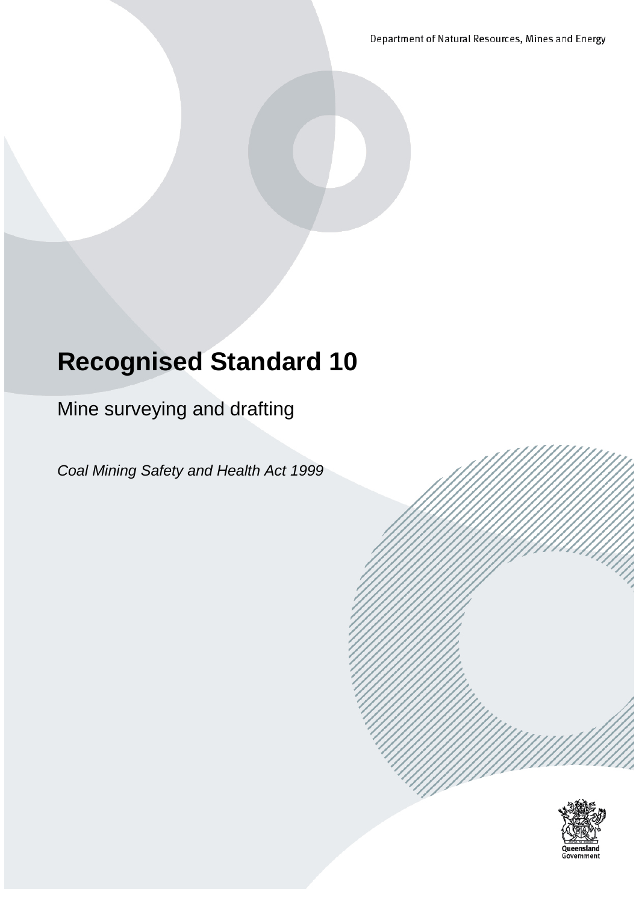Department of Natural Resources, Mines and Energy

# Recognised Standard 10

Mine surveying and drafting

*Coal Mining Safety and Health Act 1999*

Queensland Government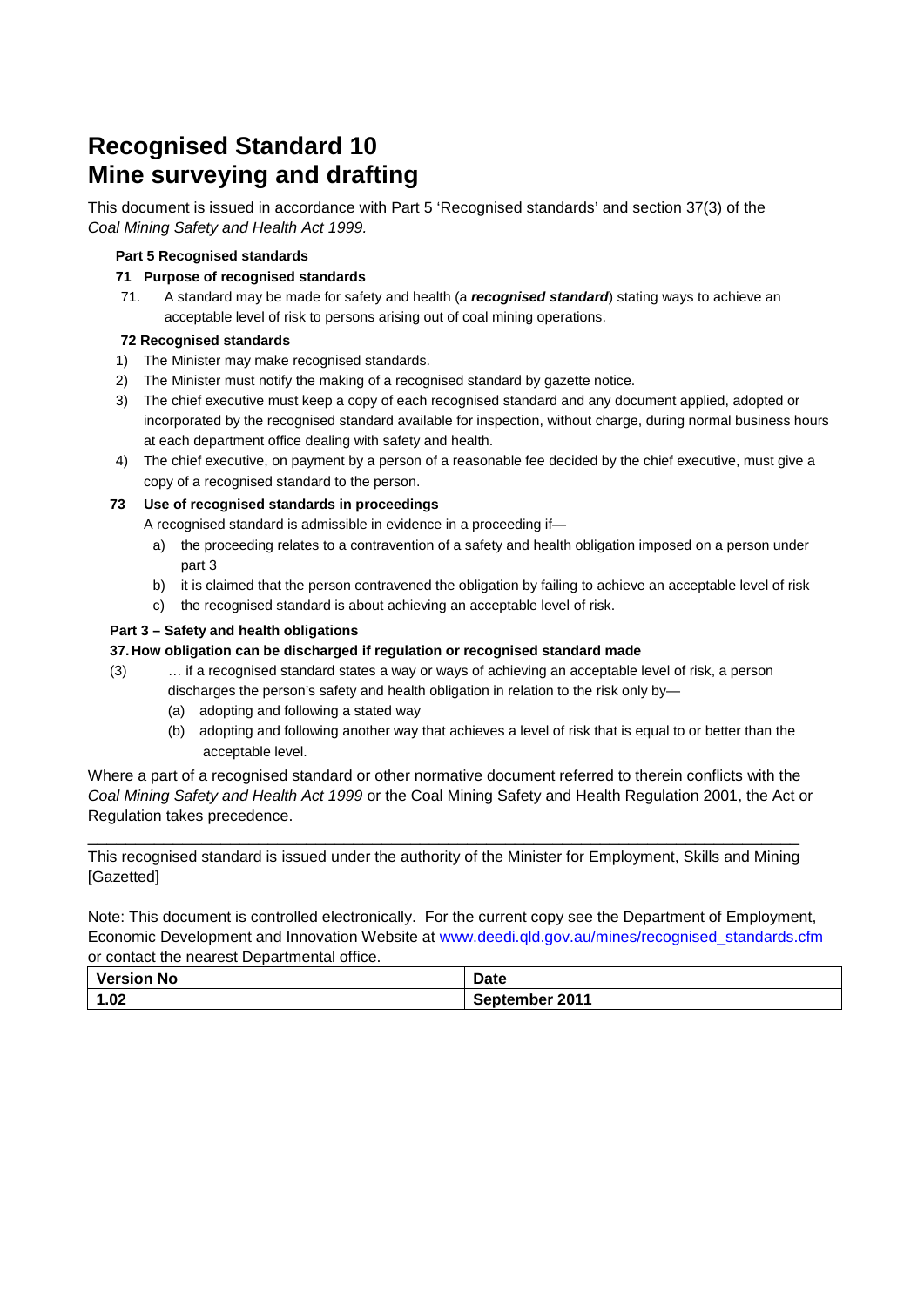# Recognised Standard 10
# Mine surveying and drafting

This document is issued in accordance with Part 5 'Recognised standards' and section 37(3) of the *Coal Mining Safety and Health Act 1999.*

**Part 5 Recognised standards**

**71 Purpose of recognised standards**

71. A standard may be made for safety and health (a ***recognised standard***) stating ways to achieve an acceptable level of risk to persons arising out of coal mining operations.

**72 Recognised standards**

1) The Minister may make recognised standards.
2) The Minister must notify the making of a recognised standard by gazette notice.
3) The chief executive must keep a copy of each recognised standard and any document applied, adopted or incorporated by the recognised standard available for inspection, without charge, during normal business hours at each department office dealing with safety and health.
4) The chief executive, on payment by a person of a reasonable fee decided by the chief executive, must give a copy of a recognised standard to the person.

**73 Use of recognised standards in proceedings**

A recognised standard is admissible in evidence in a proceeding if—

a) the proceeding relates to a contravention of a safety and health obligation imposed on a person under part 3
b) it is claimed that the person contravened the obligation by failing to achieve an acceptable level of risk
c) the recognised standard is about achieving an acceptable level of risk.

**Part 3 – Safety and health obligations**

**37. How obligation can be discharged if regulation or recognised standard made**

(3) … if a recognised standard states a way or ways of achieving an acceptable level of risk, a person discharges the person's safety and health obligation in relation to the risk only by—

(a) adopting and following a stated way

(b) adopting and following another way that achieves a level of risk that is equal to or better than the acceptable level.

Where a part of a recognised standard or other normative document referred to therein conflicts with the *Coal Mining Safety and Health Act 1999* or the Coal Mining Safety and Health Regulation 2001, the Act or Regulation takes precedence.

---

This recognised standard is issued under the authority of the Minister for Employment, Skills and Mining [Gazetted]

Note: This document is controlled electronically. For the current copy see the Department of Employment, Economic Development and Innovation Website at www.deedi.qld.gov.au/mines/recognised_standards.cfm or contact the nearest Departmental office.

| Version No | Date |
|---|---|
| 1.02 | September 2011 |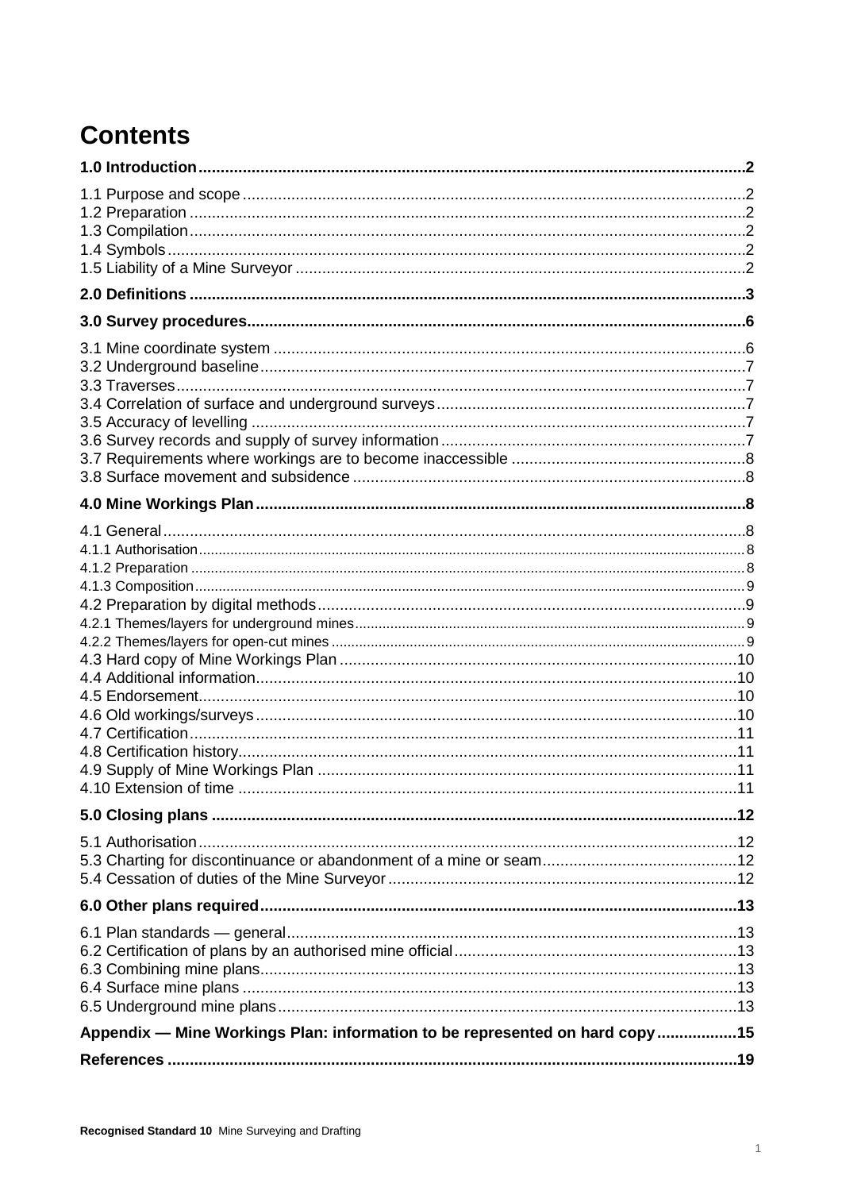# Contents

**1.0 Introduction** .......... **2**

1.1 Purpose and scope .......... 2
1.2 Preparation .......... 2
1.3 Compilation .......... 2
1.4 Symbols .......... 2
1.5 Liability of a Mine Surveyor .......... 2

**2.0 Definitions** .......... **3**

**3.0 Survey procedures** .......... **6**

3.1 Mine coordinate system .......... 6
3.2 Underground baseline .......... 7
3.3 Traverses .......... 7
3.4 Correlation of surface and underground surveys .......... 7
3.5 Accuracy of levelling .......... 7
3.6 Survey records and supply of survey information .......... 7
3.7 Requirements where workings are to become inaccessible .......... 8
3.8 Surface movement and subsidence .......... 8

**4.0 Mine Workings Plan** .......... **8**

4.1 General .......... 8
4.1.1 Authorisation .......... 8
4.1.2 Preparation .......... 8
4.1.3 Composition .......... 9
4.2 Preparation by digital methods .......... 9
4.2.1 Themes/layers for underground mines .......... 9
4.2.2 Themes/layers for open-cut mines .......... 9
4.3 Hard copy of Mine Workings Plan .......... 10
4.4 Additional information .......... 10
4.5 Endorsement .......... 10
4.6 Old workings/surveys .......... 10
4.7 Certification .......... 11
4.8 Certification history .......... 11
4.9 Supply of Mine Workings Plan .......... 11
4.10 Extension of time .......... 11

**5.0 Closing plans** .......... **12**

5.1 Authorisation .......... 12
5.3 Charting for discontinuance or abandonment of a mine or seam .......... 12
5.4 Cessation of duties of the Mine Surveyor .......... 12

**6.0 Other plans required** .......... **13**

6.1 Plan standards — general .......... 13
6.2 Certification of plans by an authorised mine official .......... 13
6.3 Combining mine plans .......... 13
6.4 Surface mine plans .......... 13
6.5 Underground mine plans .......... 13

**Appendix — Mine Workings Plan: information to be represented on hard copy** .......... **15**

**References** .......... **19**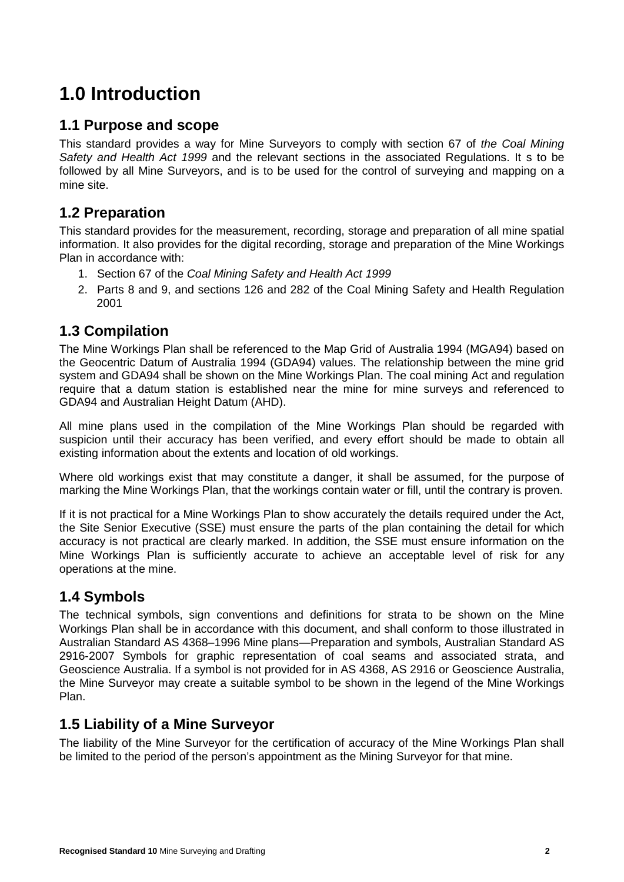# 1.0 Introduction

## 1.1 Purpose and scope

This standard provides a way for Mine Surveyors to comply with section 67 of *the Coal Mining Safety and Health Act 1999* and the relevant sections in the associated Regulations. It s to be followed by all Mine Surveyors, and is to be used for the control of surveying and mapping on a mine site.

## 1.2 Preparation

This standard provides for the measurement, recording, storage and preparation of all mine spatial information. It also provides for the digital recording, storage and preparation of the Mine Workings Plan in accordance with:

1. Section 67 of the *Coal Mining Safety and Health Act 1999*
2. Parts 8 and 9, and sections 126 and 282 of the Coal Mining Safety and Health Regulation 2001

## 1.3 Compilation

The Mine Workings Plan shall be referenced to the Map Grid of Australia 1994 (MGA94) based on the Geocentric Datum of Australia 1994 (GDA94) values. The relationship between the mine grid system and GDA94 shall be shown on the Mine Workings Plan. The coal mining Act and regulation require that a datum station is established near the mine for mine surveys and referenced to GDA94 and Australian Height Datum (AHD).

All mine plans used in the compilation of the Mine Workings Plan should be regarded with suspicion until their accuracy has been verified, and every effort should be made to obtain all existing information about the extents and location of old workings.

Where old workings exist that may constitute a danger, it shall be assumed, for the purpose of marking the Mine Workings Plan, that the workings contain water or fill, until the contrary is proven.

If it is not practical for a Mine Workings Plan to show accurately the details required under the Act, the Site Senior Executive (SSE) must ensure the parts of the plan containing the detail for which accuracy is not practical are clearly marked. In addition, the SSE must ensure information on the Mine Workings Plan is sufficiently accurate to achieve an acceptable level of risk for any operations at the mine.

## 1.4 Symbols

The technical symbols, sign conventions and definitions for strata to be shown on the Mine Workings Plan shall be in accordance with this document, and shall conform to those illustrated in Australian Standard AS 4368–1996 Mine plans—Preparation and symbols, Australian Standard AS 2916-2007 Symbols for graphic representation of coal seams and associated strata, and Geoscience Australia. If a symbol is not provided for in AS 4368, AS 2916 or Geoscience Australia, the Mine Surveyor may create a suitable symbol to be shown in the legend of the Mine Workings Plan.

## 1.5 Liability of a Mine Surveyor

The liability of the Mine Surveyor for the certification of accuracy of the Mine Workings Plan shall be limited to the period of the person's appointment as the Mining Surveyor for that mine.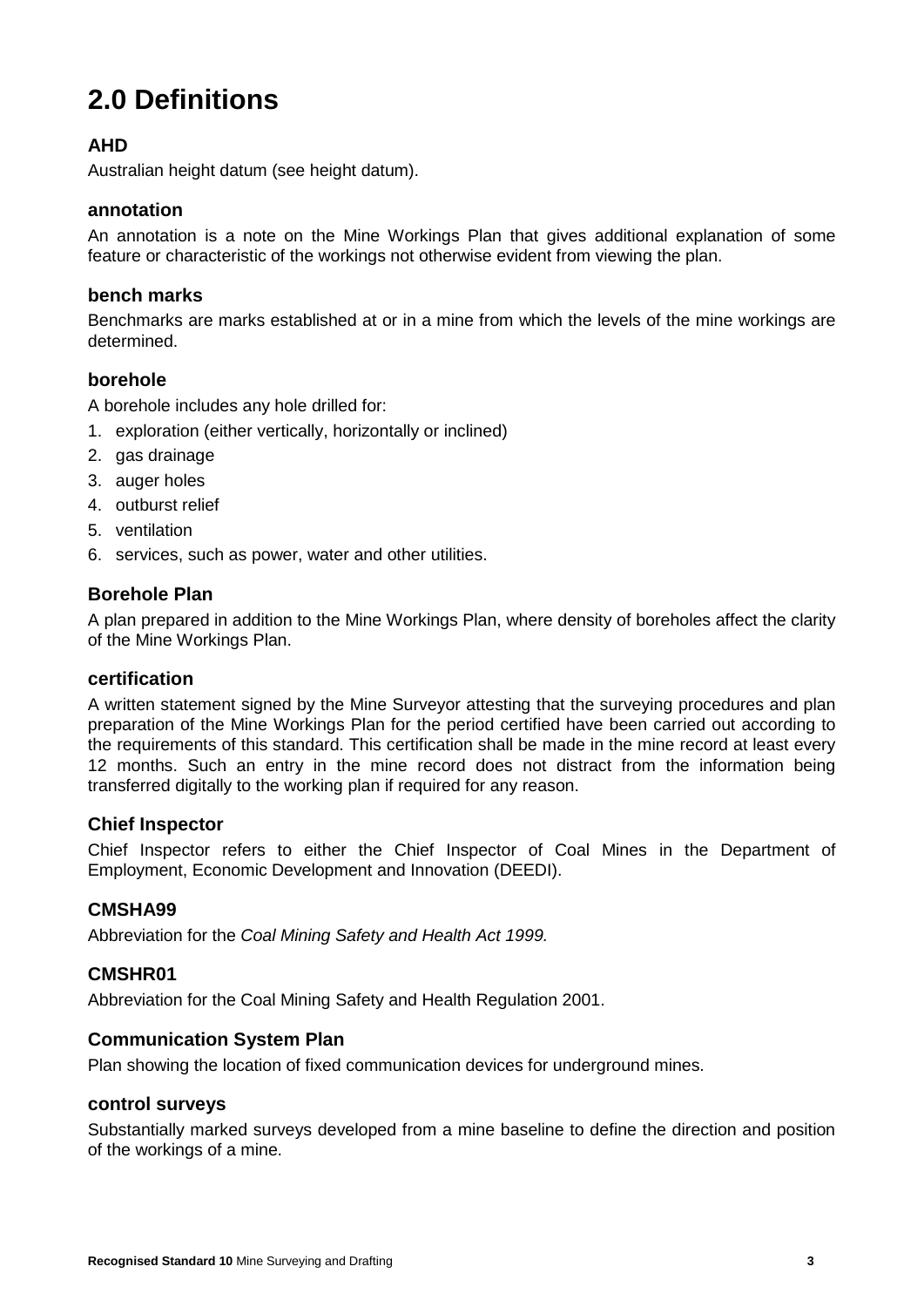# 2.0 Definitions

### AHD

Australian height datum (see height datum).

### annotation

An annotation is a note on the Mine Workings Plan that gives additional explanation of some feature or characteristic of the workings not otherwise evident from viewing the plan.

### bench marks

Benchmarks are marks established at or in a mine from which the levels of the mine workings are determined.

### borehole

A borehole includes any hole drilled for:

1. exploration (either vertically, horizontally or inclined)
2. gas drainage
3. auger holes
4. outburst relief
5. ventilation
6. services, such as power, water and other utilities.

### Borehole Plan

A plan prepared in addition to the Mine Workings Plan, where density of boreholes affect the clarity of the Mine Workings Plan.

### certification

A written statement signed by the Mine Surveyor attesting that the surveying procedures and plan preparation of the Mine Workings Plan for the period certified have been carried out according to the requirements of this standard. This certification shall be made in the mine record at least every 12 months. Such an entry in the mine record does not distract from the information being transferred digitally to the working plan if required for any reason.

### Chief Inspector

Chief Inspector refers to either the Chief Inspector of Coal Mines in the Department of Employment, Economic Development and Innovation (DEEDI).

### CMSHA99

Abbreviation for the *Coal Mining Safety and Health Act 1999.*

### CMSHR01

Abbreviation for the Coal Mining Safety and Health Regulation 2001.

### Communication System Plan

Plan showing the location of fixed communication devices for underground mines.

### control surveys

Substantially marked surveys developed from a mine baseline to define the direction and position of the workings of a mine.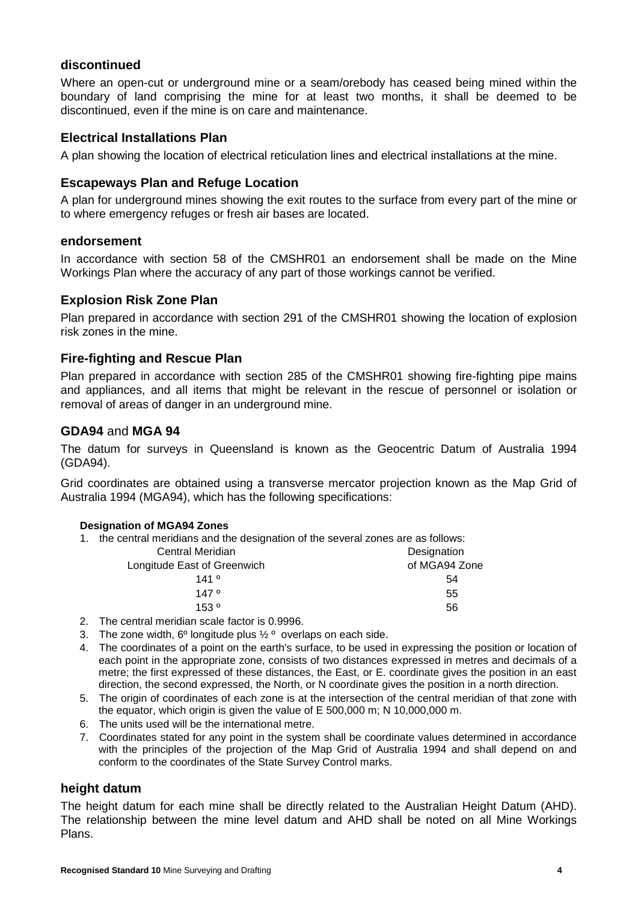### discontinued

Where an open-cut or underground mine or a seam/orebody has ceased being mined within the boundary of land comprising the mine for at least two months, it shall be deemed to be discontinued, even if the mine is on care and maintenance.

### Electrical Installations Plan

A plan showing the location of electrical reticulation lines and electrical installations at the mine.

### Escapeways Plan and Refuge Location

A plan for underground mines showing the exit routes to the surface from every part of the mine or to where emergency refuges or fresh air bases are located.

### endorsement

In accordance with section 58 of the CMSHR01 an endorsement shall be made on the Mine Workings Plan where the accuracy of any part of those workings cannot be verified.

### Explosion Risk Zone Plan

Plan prepared in accordance with section 291 of the CMSHR01 showing the location of explosion risk zones in the mine.

### Fire-fighting and Rescue Plan

Plan prepared in accordance with section 285 of the CMSHR01 showing fire-fighting pipe mains and appliances, and all items that might be relevant in the rescue of personnel or isolation or removal of areas of danger in an underground mine.

### GDA94 and MGA 94

The datum for surveys in Queensland is known as the Geocentric Datum of Australia 1994 (GDA94).

Grid coordinates are obtained using a transverse mercator projection known as the Map Grid of Australia 1994 (MGA94), which has the following specifications:

**Designation of MGA94 Zones**

1. the central meridians and the designation of the several zones are as follows:

| Central Meridian Longitude East of Greenwich | Designation of MGA94 Zone |
|---|---|
| 141 º | 54 |
| 147 º | 55 |
| 153 º | 56 |

2. The central meridian scale factor is 0.9996.
3. The zone width, 6º longitude plus ½ º overlaps on each side.
4. The coordinates of a point on the earth's surface, to be used in expressing the position or location of each point in the appropriate zone, consists of two distances expressed in metres and decimals of a metre; the first expressed of these distances, the East, or E. coordinate gives the position in an east direction, the second expressed, the North, or N coordinate gives the position in a north direction.
5. The origin of coordinates of each zone is at the intersection of the central meridian of that zone with the equator, which origin is given the value of E 500,000 m; N 10,000,000 m.
6. The units used will be the international metre.
7. Coordinates stated for any point in the system shall be coordinate values determined in accordance with the principles of the projection of the Map Grid of Australia 1994 and shall depend on and conform to the coordinates of the State Survey Control marks.

### height datum

The height datum for each mine shall be directly related to the Australian Height Datum (AHD). The relationship between the mine level datum and AHD shall be noted on all Mine Workings Plans.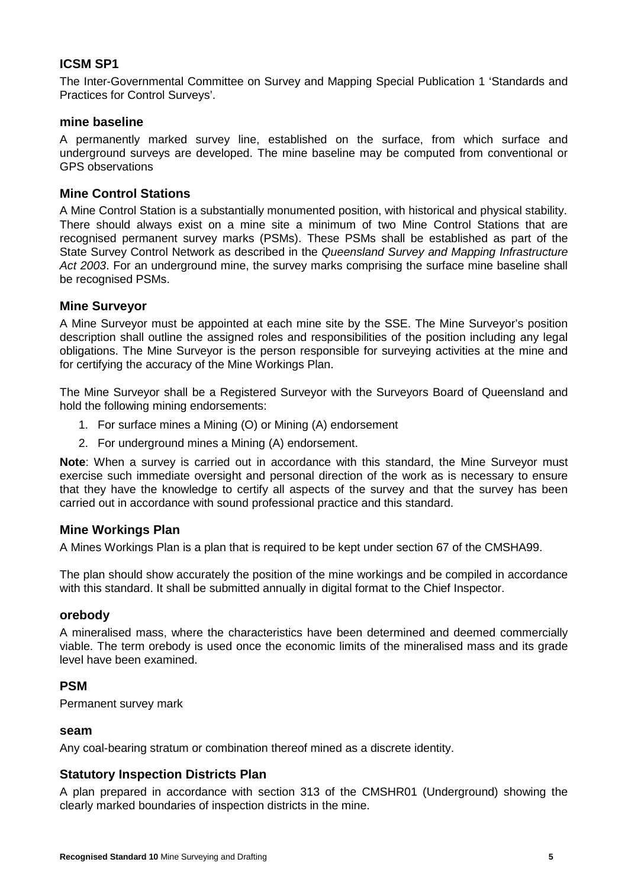### ICSM SP1

The Inter-Governmental Committee on Survey and Mapping Special Publication 1 'Standards and Practices for Control Surveys'.

### mine baseline

A permanently marked survey line, established on the surface, from which surface and underground surveys are developed. The mine baseline may be computed from conventional or GPS observations

### Mine Control Stations

A Mine Control Station is a substantially monumented position, with historical and physical stability. There should always exist on a mine site a minimum of two Mine Control Stations that are recognised permanent survey marks (PSMs). These PSMs shall be established as part of the State Survey Control Network as described in the *Queensland Survey and Mapping Infrastructure Act 2003*. For an underground mine, the survey marks comprising the surface mine baseline shall be recognised PSMs.

### Mine Surveyor

A Mine Surveyor must be appointed at each mine site by the SSE. The Mine Surveyor's position description shall outline the assigned roles and responsibilities of the position including any legal obligations. The Mine Surveyor is the person responsible for surveying activities at the mine and for certifying the accuracy of the Mine Workings Plan.

The Mine Surveyor shall be a Registered Surveyor with the Surveyors Board of Queensland and hold the following mining endorsements:

1. For surface mines a Mining (O) or Mining (A) endorsement
2. For underground mines a Mining (A) endorsement.

**Note**: When a survey is carried out in accordance with this standard, the Mine Surveyor must exercise such immediate oversight and personal direction of the work as is necessary to ensure that they have the knowledge to certify all aspects of the survey and that the survey has been carried out in accordance with sound professional practice and this standard.

### Mine Workings Plan

A Mines Workings Plan is a plan that is required to be kept under section 67 of the CMSHA99.

The plan should show accurately the position of the mine workings and be compiled in accordance with this standard. It shall be submitted annually in digital format to the Chief Inspector.

### orebody

A mineralised mass, where the characteristics have been determined and deemed commercially viable. The term orebody is used once the economic limits of the mineralised mass and its grade level have been examined.

### PSM

Permanent survey mark

### seam

Any coal-bearing stratum or combination thereof mined as a discrete identity.

### Statutory Inspection Districts Plan

A plan prepared in accordance with section 313 of the CMSHR01 (Underground) showing the clearly marked boundaries of inspection districts in the mine.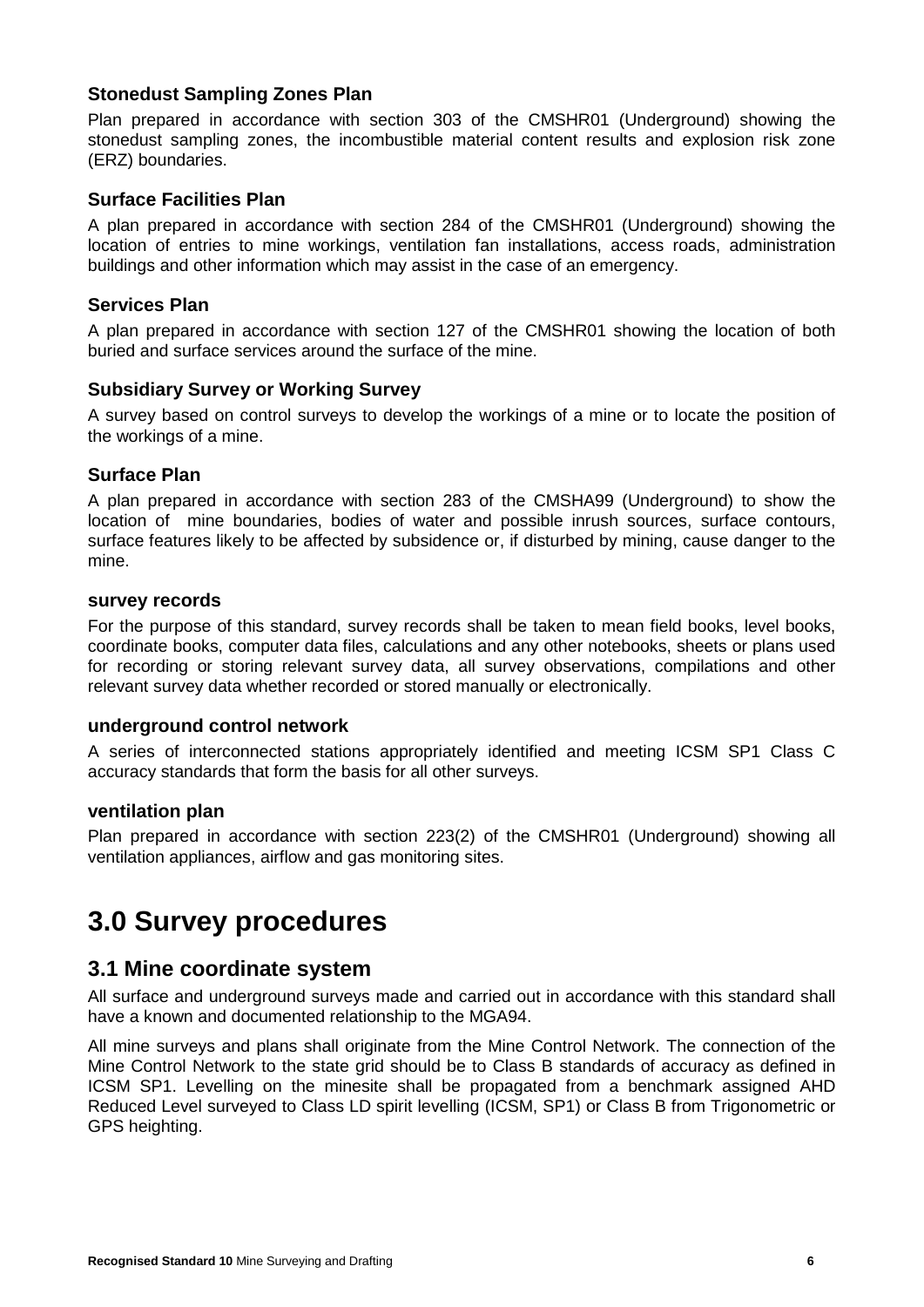### Stonedust Sampling Zones Plan

Plan prepared in accordance with section 303 of the CMSHR01 (Underground) showing the stonedust sampling zones, the incombustible material content results and explosion risk zone (ERZ) boundaries.

### Surface Facilities Plan

A plan prepared in accordance with section 284 of the CMSHR01 (Underground) showing the location of entries to mine workings, ventilation fan installations, access roads, administration buildings and other information which may assist in the case of an emergency.

### Services Plan

A plan prepared in accordance with section 127 of the CMSHR01 showing the location of both buried and surface services around the surface of the mine.

### Subsidiary Survey or Working Survey

A survey based on control surveys to develop the workings of a mine or to locate the position of the workings of a mine.

### Surface Plan

A plan prepared in accordance with section 283 of the CMSHA99 (Underground) to show the location of mine boundaries, bodies of water and possible inrush sources, surface contours, surface features likely to be affected by subsidence or, if disturbed by mining, cause danger to the mine.

### survey records

For the purpose of this standard, survey records shall be taken to mean field books, level books, coordinate books, computer data files, calculations and any other notebooks, sheets or plans used for recording or storing relevant survey data, all survey observations, compilations and other relevant survey data whether recorded or stored manually or electronically.

### underground control network

A series of interconnected stations appropriately identified and meeting ICSM SP1 Class C accuracy standards that form the basis for all other surveys.

### ventilation plan

Plan prepared in accordance with section 223(2) of the CMSHR01 (Underground) showing all ventilation appliances, airflow and gas monitoring sites.

# 3.0 Survey procedures

## 3.1 Mine coordinate system

All surface and underground surveys made and carried out in accordance with this standard shall have a known and documented relationship to the MGA94.

All mine surveys and plans shall originate from the Mine Control Network. The connection of the Mine Control Network to the state grid should be to Class B standards of accuracy as defined in ICSM SP1. Levelling on the minesite shall be propagated from a benchmark assigned AHD Reduced Level surveyed to Class LD spirit levelling (ICSM, SP1) or Class B from Trigonometric or GPS heighting.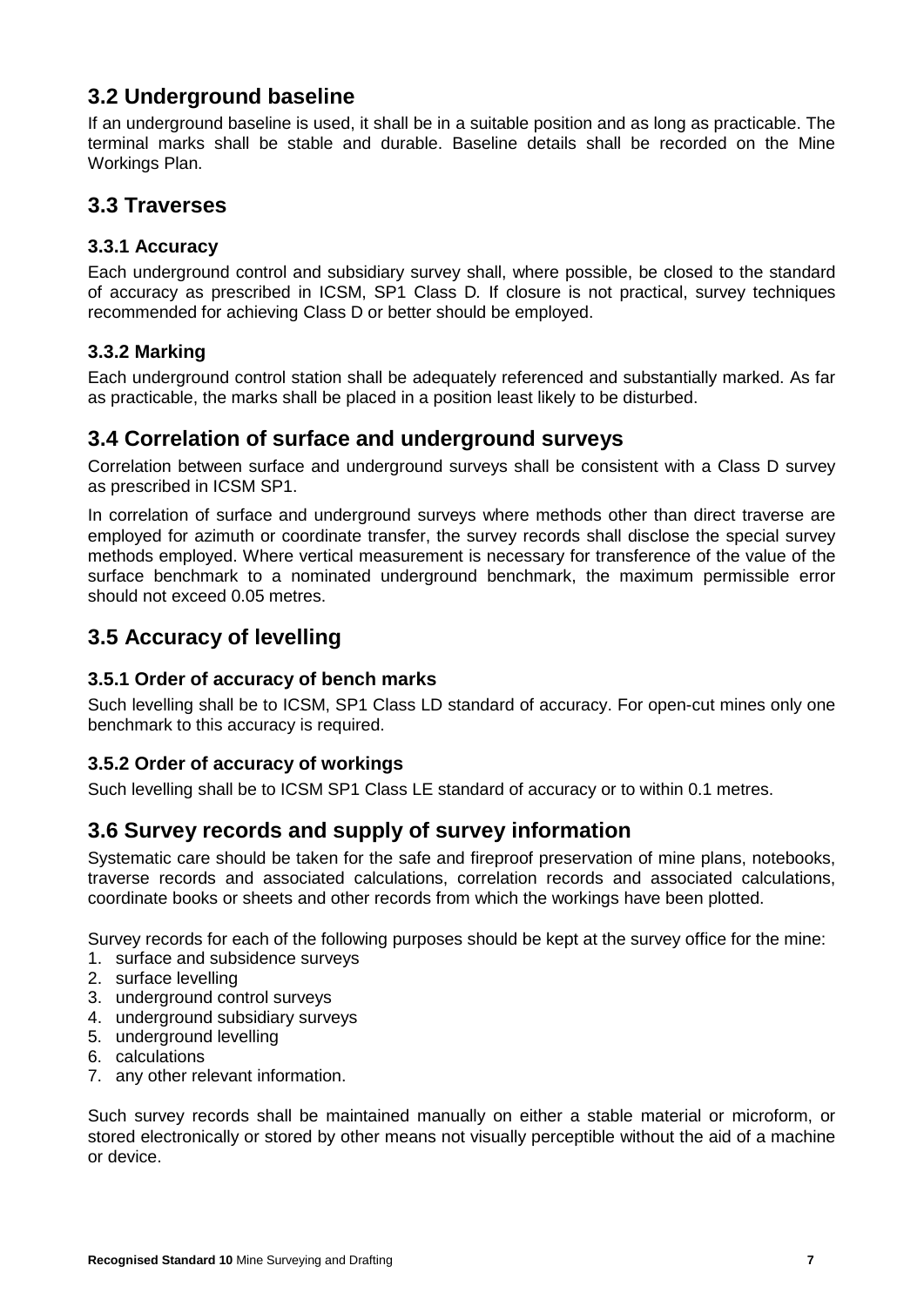## 3.2 Underground baseline

If an underground baseline is used, it shall be in a suitable position and as long as practicable. The terminal marks shall be stable and durable. Baseline details shall be recorded on the Mine Workings Plan.

## 3.3 Traverses

### 3.3.1 Accuracy

Each underground control and subsidiary survey shall, where possible, be closed to the standard of accuracy as prescribed in ICSM, SP1 Class D*.* If closure is not practical, survey techniques recommended for achieving Class D or better should be employed.

### 3.3.2 Marking

Each underground control station shall be adequately referenced and substantially marked. As far as practicable, the marks shall be placed in a position least likely to be disturbed.

## 3.4 Correlation of surface and underground surveys

Correlation between surface and underground surveys shall be consistent with a Class D survey as prescribed in ICSM SP1.

In correlation of surface and underground surveys where methods other than direct traverse are employed for azimuth or coordinate transfer, the survey records shall disclose the special survey methods employed. Where vertical measurement is necessary for transference of the value of the surface benchmark to a nominated underground benchmark, the maximum permissible error should not exceed 0.05 metres.

## 3.5 Accuracy of levelling

### 3.5.1 Order of accuracy of bench marks

Such levelling shall be to ICSM, SP1 Class LD standard of accuracy. For open-cut mines only one benchmark to this accuracy is required.

### 3.5.2 Order of accuracy of workings

Such levelling shall be to ICSM SP1 Class LE standard of accuracy or to within 0.1 metres.

## 3.6 Survey records and supply of survey information

Systematic care should be taken for the safe and fireproof preservation of mine plans, notebooks, traverse records and associated calculations, correlation records and associated calculations, coordinate books or sheets and other records from which the workings have been plotted.

Survey records for each of the following purposes should be kept at the survey office for the mine:

1. surface and subsidence surveys
2. surface levelling
3. underground control surveys
4. underground subsidiary surveys
5. underground levelling
6. calculations
7. any other relevant information.

Such survey records shall be maintained manually on either a stable material or microform, or stored electronically or stored by other means not visually perceptible without the aid of a machine or device.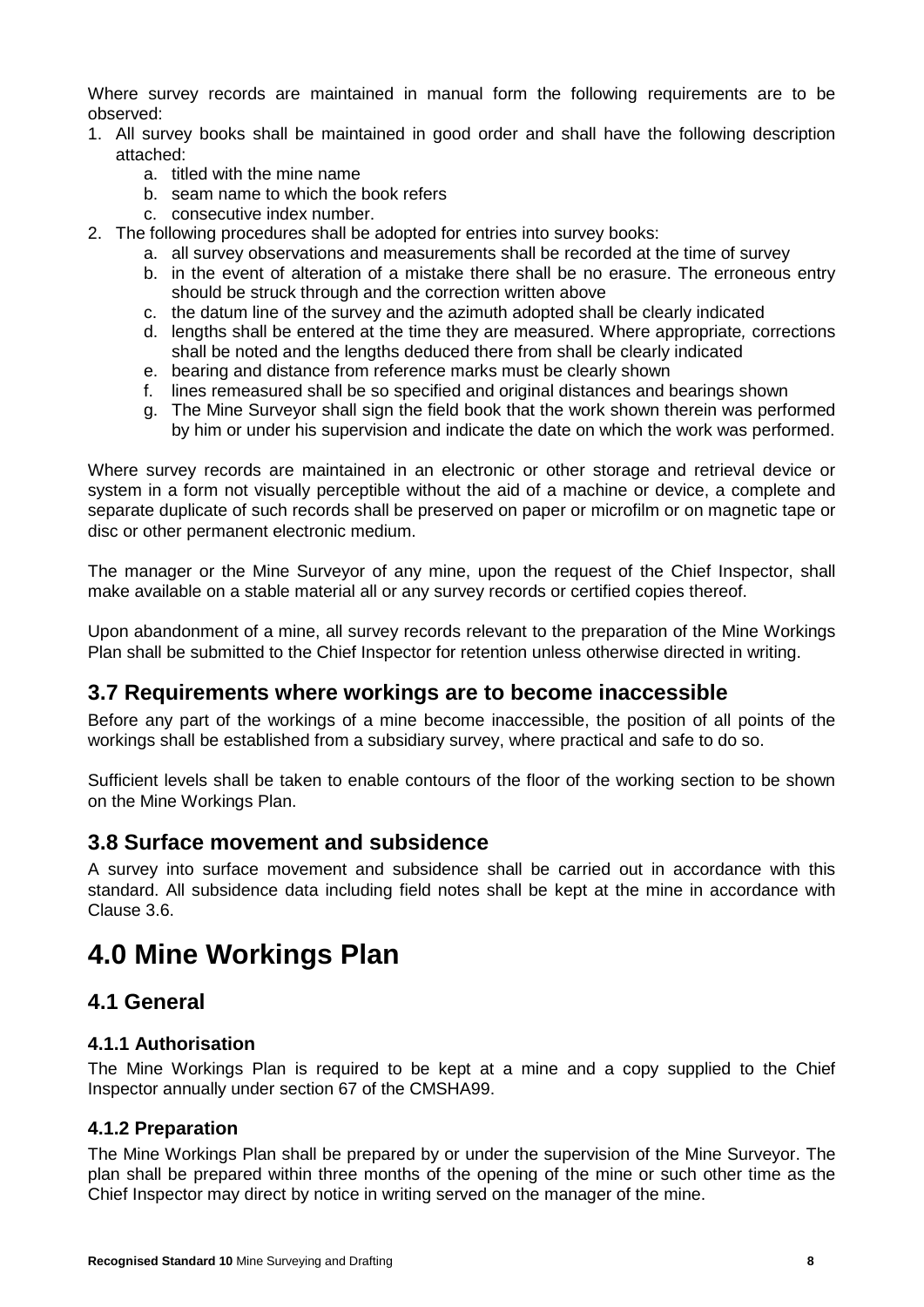Where survey records are maintained in manual form the following requirements are to be observed:

1. All survey books shall be maintained in good order and shall have the following description attached:
   a. titled with the mine name
   b. seam name to which the book refers
   c. consecutive index number.
2. The following procedures shall be adopted for entries into survey books:
   a. all survey observations and measurements shall be recorded at the time of survey
   b. in the event of alteration of a mistake there shall be no erasure. The erroneous entry should be struck through and the correction written above
   c. the datum line of the survey and the azimuth adopted shall be clearly indicated
   d. lengths shall be entered at the time they are measured. Where appropriate*,* corrections shall be noted and the lengths deduced there from shall be clearly indicated
   e. bearing and distance from reference marks must be clearly shown
   f. lines remeasured shall be so specified and original distances and bearings shown
   g. The Mine Surveyor shall sign the field book that the work shown therein was performed by him or under his supervision and indicate the date on which the work was performed.

Where survey records are maintained in an electronic or other storage and retrieval device or system in a form not visually perceptible without the aid of a machine or device, a complete and separate duplicate of such records shall be preserved on paper or microfilm or on magnetic tape or disc or other permanent electronic medium.

The manager or the Mine Surveyor of any mine, upon the request of the Chief Inspector, shall make available on a stable material all or any survey records or certified copies thereof.

Upon abandonment of a mine, all survey records relevant to the preparation of the Mine Workings Plan shall be submitted to the Chief Inspector for retention unless otherwise directed in writing.

## 3.7 Requirements where workings are to become inaccessible

Before any part of the workings of a mine become inaccessible, the position of all points of the workings shall be established from a subsidiary survey, where practical and safe to do so.

Sufficient levels shall be taken to enable contours of the floor of the working section to be shown on the Mine Workings Plan.

## 3.8 Surface movement and subsidence

A survey into surface movement and subsidence shall be carried out in accordance with this standard. All subsidence data including field notes shall be kept at the mine in accordance with Clause 3.6.

# 4.0 Mine Workings Plan

## 4.1 General

### 4.1.1 Authorisation

The Mine Workings Plan is required to be kept at a mine and a copy supplied to the Chief Inspector annually under section 67 of the CMSHA99.

### 4.1.2 Preparation

The Mine Workings Plan shall be prepared by or under the supervision of the Mine Surveyor. The plan shall be prepared within three months of the opening of the mine or such other time as the Chief Inspector may direct by notice in writing served on the manager of the mine.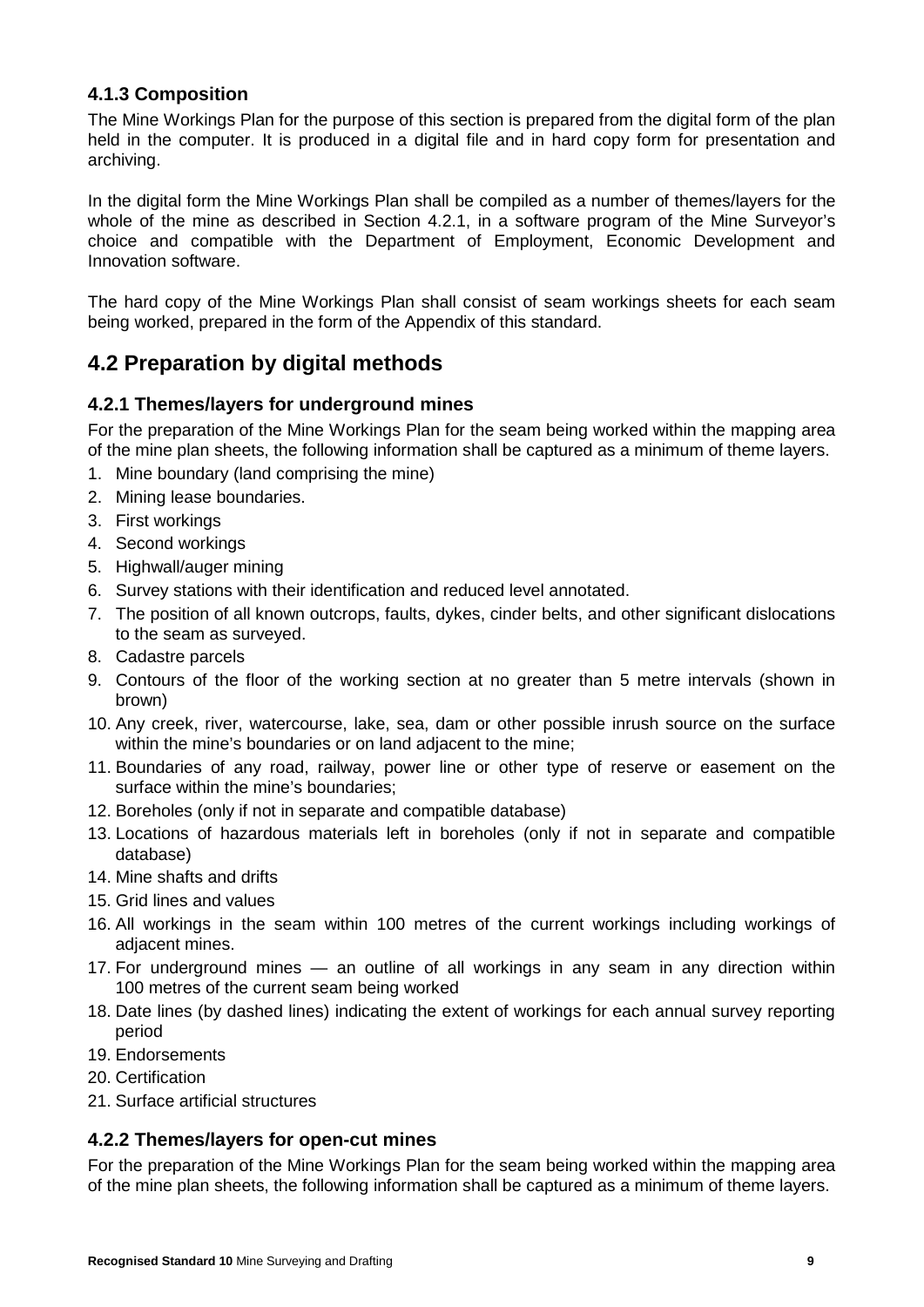### 4.1.3 Composition

The Mine Workings Plan for the purpose of this section is prepared from the digital form of the plan held in the computer. It is produced in a digital file and in hard copy form for presentation and archiving.

In the digital form the Mine Workings Plan shall be compiled as a number of themes/layers for the whole of the mine as described in Section 4.2.1, in a software program of the Mine Surveyor's choice and compatible with the Department of Employment, Economic Development and Innovation software.

The hard copy of the Mine Workings Plan shall consist of seam workings sheets for each seam being worked, prepared in the form of the Appendix of this standard.

## 4.2 Preparation by digital methods

### 4.2.1 Themes/layers for underground mines

For the preparation of the Mine Workings Plan for the seam being worked within the mapping area of the mine plan sheets, the following information shall be captured as a minimum of theme layers.

1. Mine boundary (land comprising the mine)
2. Mining lease boundaries.
3. First workings
4. Second workings
5. Highwall/auger mining
6. Survey stations with their identification and reduced level annotated.
7. The position of all known outcrops, faults, dykes, cinder belts, and other significant dislocations to the seam as surveyed.
8. Cadastre parcels
9. Contours of the floor of the working section at no greater than 5 metre intervals (shown in brown)
10. Any creek, river, watercourse, lake, sea, dam or other possible inrush source on the surface within the mine's boundaries or on land adjacent to the mine;
11. Boundaries of any road, railway, power line or other type of reserve or easement on the surface within the mine's boundaries;
12. Boreholes (only if not in separate and compatible database)
13. Locations of hazardous materials left in boreholes (only if not in separate and compatible database)
14. Mine shafts and drifts
15. Grid lines and values
16. All workings in the seam within 100 metres of the current workings including workings of adjacent mines.
17. For underground mines — an outline of all workings in any seam in any direction within 100 metres of the current seam being worked
18. Date lines (by dashed lines) indicating the extent of workings for each annual survey reporting period
19. Endorsements
20. Certification
21. Surface artificial structures

### 4.2.2 Themes/layers for open-cut mines

For the preparation of the Mine Workings Plan for the seam being worked within the mapping area of the mine plan sheets, the following information shall be captured as a minimum of theme layers.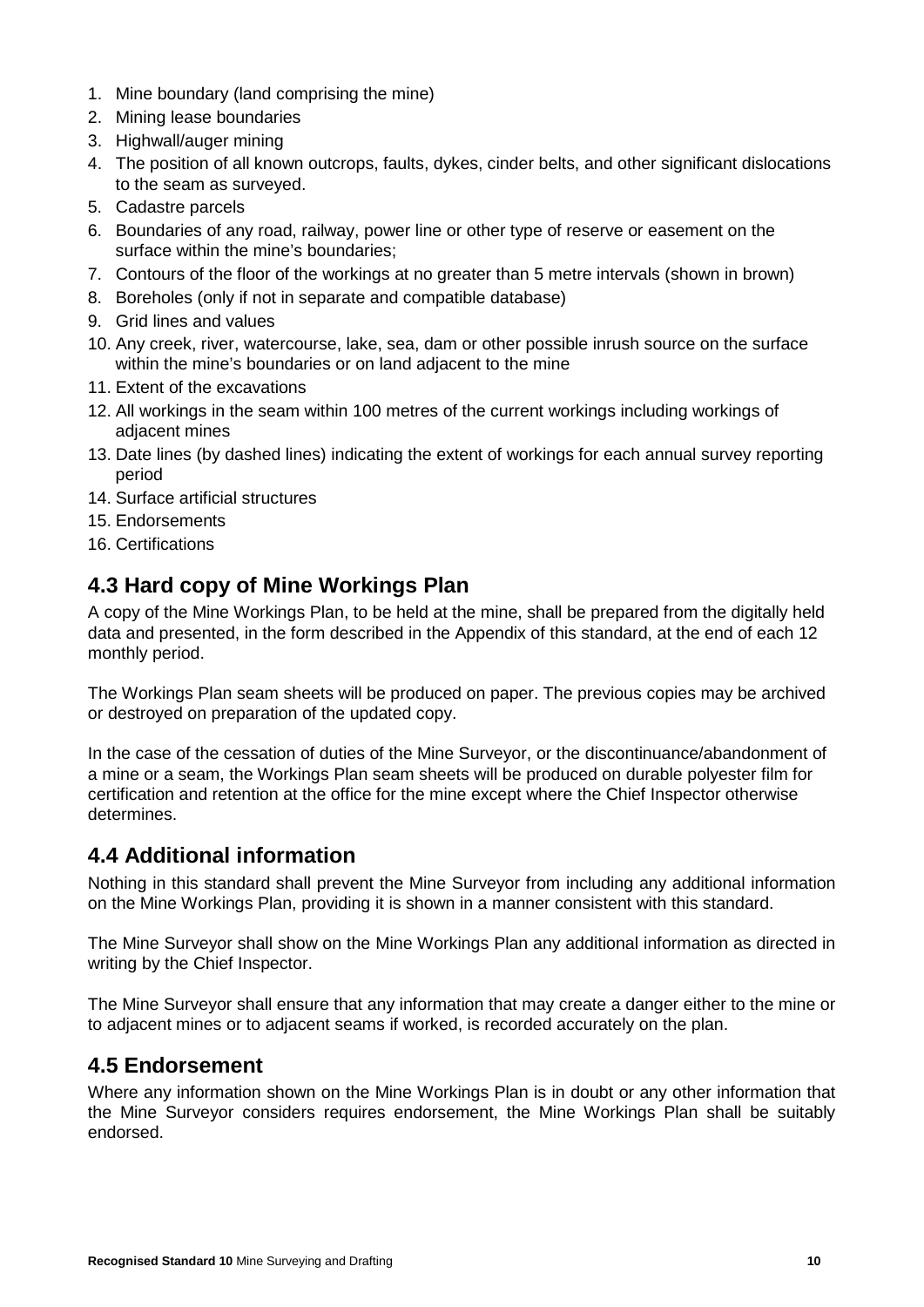1. Mine boundary (land comprising the mine)
2. Mining lease boundaries
3. Highwall/auger mining
4. The position of all known outcrops, faults, dykes, cinder belts, and other significant dislocations to the seam as surveyed.
5. Cadastre parcels
6. Boundaries of any road, railway, power line or other type of reserve or easement on the surface within the mine's boundaries;
7. Contours of the floor of the workings at no greater than 5 metre intervals (shown in brown)
8. Boreholes (only if not in separate and compatible database)
9. Grid lines and values
10. Any creek, river, watercourse, lake, sea, dam or other possible inrush source on the surface within the mine's boundaries or on land adjacent to the mine
11. Extent of the excavations
12. All workings in the seam within 100 metres of the current workings including workings of adjacent mines
13. Date lines (by dashed lines) indicating the extent of workings for each annual survey reporting period
14. Surface artificial structures
15. Endorsements
16. Certifications

## 4.3 Hard copy of Mine Workings Plan

A copy of the Mine Workings Plan, to be held at the mine, shall be prepared from the digitally held data and presented, in the form described in the Appendix of this standard, at the end of each 12 monthly period.

The Workings Plan seam sheets will be produced on paper. The previous copies may be archived or destroyed on preparation of the updated copy.

In the case of the cessation of duties of the Mine Surveyor, or the discontinuance/abandonment of a mine or a seam, the Workings Plan seam sheets will be produced on durable polyester film for certification and retention at the office for the mine except where the Chief Inspector otherwise determines.

## 4.4 Additional information

Nothing in this standard shall prevent the Mine Surveyor from including any additional information on the Mine Workings Plan, providing it is shown in a manner consistent with this standard.

The Mine Surveyor shall show on the Mine Workings Plan any additional information as directed in writing by the Chief Inspector.

The Mine Surveyor shall ensure that any information that may create a danger either to the mine or to adjacent mines or to adjacent seams if worked, is recorded accurately on the plan.

## 4.5 Endorsement

Where any information shown on the Mine Workings Plan is in doubt or any other information that the Mine Surveyor considers requires endorsement, the Mine Workings Plan shall be suitably endorsed.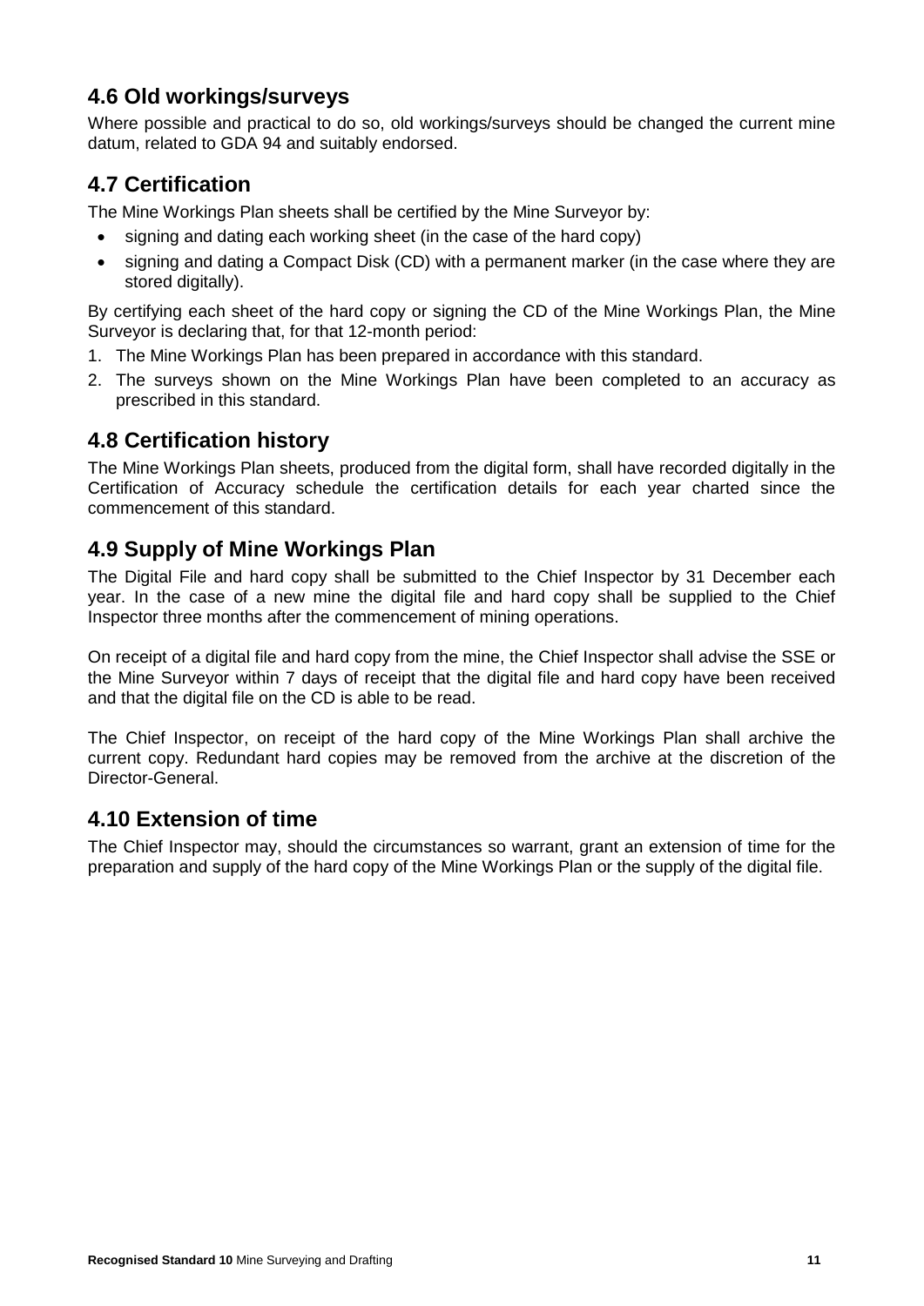## 4.6 Old workings/surveys

Where possible and practical to do so, old workings/surveys should be changed the current mine datum, related to GDA 94 and suitably endorsed.

## 4.7 Certification

The Mine Workings Plan sheets shall be certified by the Mine Surveyor by:

- signing and dating each working sheet (in the case of the hard copy)
- signing and dating a Compact Disk (CD) with a permanent marker (in the case where they are stored digitally).

By certifying each sheet of the hard copy or signing the CD of the Mine Workings Plan, the Mine Surveyor is declaring that, for that 12-month period:

1. The Mine Workings Plan has been prepared in accordance with this standard.
2. The surveys shown on the Mine Workings Plan have been completed to an accuracy as prescribed in this standard.

## 4.8 Certification history

The Mine Workings Plan sheets, produced from the digital form, shall have recorded digitally in the Certification of Accuracy schedule the certification details for each year charted since the commencement of this standard.

## 4.9 Supply of Mine Workings Plan

The Digital File and hard copy shall be submitted to the Chief Inspector by 31 December each year. In the case of a new mine the digital file and hard copy shall be supplied to the Chief Inspector three months after the commencement of mining operations.

On receipt of a digital file and hard copy from the mine, the Chief Inspector shall advise the SSE or the Mine Surveyor within 7 days of receipt that the digital file and hard copy have been received and that the digital file on the CD is able to be read.

The Chief Inspector, on receipt of the hard copy of the Mine Workings Plan shall archive the current copy. Redundant hard copies may be removed from the archive at the discretion of the Director-General.

## 4.10 Extension of time

The Chief Inspector may, should the circumstances so warrant, grant an extension of time for the preparation and supply of the hard copy of the Mine Workings Plan or the supply of the digital file.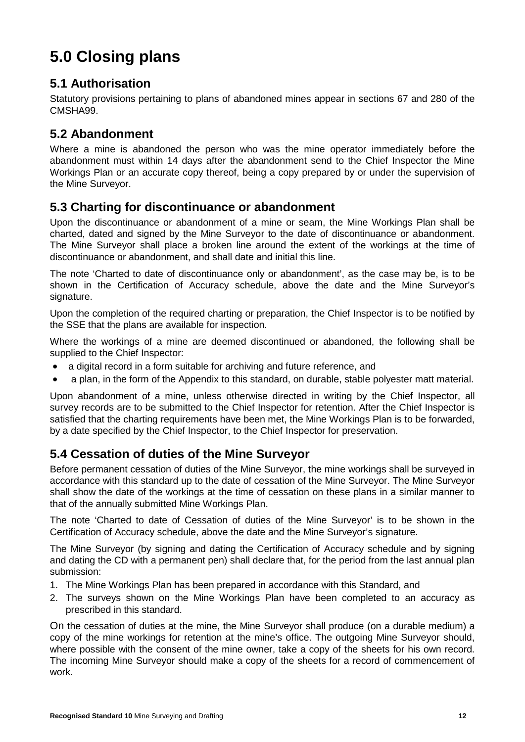# 5.0 Closing plans

## 5.1 Authorisation

Statutory provisions pertaining to plans of abandoned mines appear in sections 67 and 280 of the CMSHA99.

## 5.2 Abandonment

Where a mine is abandoned the person who was the mine operator immediately before the abandonment must within 14 days after the abandonment send to the Chief Inspector the Mine Workings Plan or an accurate copy thereof, being a copy prepared by or under the supervision of the Mine Surveyor.

## 5.3 Charting for discontinuance or abandonment

Upon the discontinuance or abandonment of a mine or seam, the Mine Workings Plan shall be charted, dated and signed by the Mine Surveyor to the date of discontinuance or abandonment. The Mine Surveyor shall place a broken line around the extent of the workings at the time of discontinuance or abandonment, and shall date and initial this line.

The note 'Charted to date of discontinuance only or abandonment', as the case may be, is to be shown in the Certification of Accuracy schedule, above the date and the Mine Surveyor's signature.

Upon the completion of the required charting or preparation, the Chief Inspector is to be notified by the SSE that the plans are available for inspection.

Where the workings of a mine are deemed discontinued or abandoned, the following shall be supplied to the Chief Inspector:

- a digital record in a form suitable for archiving and future reference, and
- a plan, in the form of the Appendix to this standard, on durable, stable polyester matt material.

Upon abandonment of a mine, unless otherwise directed in writing by the Chief Inspector, all survey records are to be submitted to the Chief Inspector for retention. After the Chief Inspector is satisfied that the charting requirements have been met, the Mine Workings Plan is to be forwarded, by a date specified by the Chief Inspector, to the Chief Inspector for preservation.

## 5.4 Cessation of duties of the Mine Surveyor

Before permanent cessation of duties of the Mine Surveyor, the mine workings shall be surveyed in accordance with this standard up to the date of cessation of the Mine Surveyor. The Mine Surveyor shall show the date of the workings at the time of cessation on these plans in a similar manner to that of the annually submitted Mine Workings Plan.

The note 'Charted to date of Cessation of duties of the Mine Surveyor' is to be shown in the Certification of Accuracy schedule, above the date and the Mine Surveyor's signature.

The Mine Surveyor (by signing and dating the Certification of Accuracy schedule and by signing and dating the CD with a permanent pen) shall declare that, for the period from the last annual plan submission:

1. The Mine Workings Plan has been prepared in accordance with this Standard, and
2. The surveys shown on the Mine Workings Plan have been completed to an accuracy as prescribed in this standard.

On the cessation of duties at the mine, the Mine Surveyor shall produce (on a durable medium) a copy of the mine workings for retention at the mine's office. The outgoing Mine Surveyor should, where possible with the consent of the mine owner, take a copy of the sheets for his own record. The incoming Mine Surveyor should make a copy of the sheets for a record of commencement of work.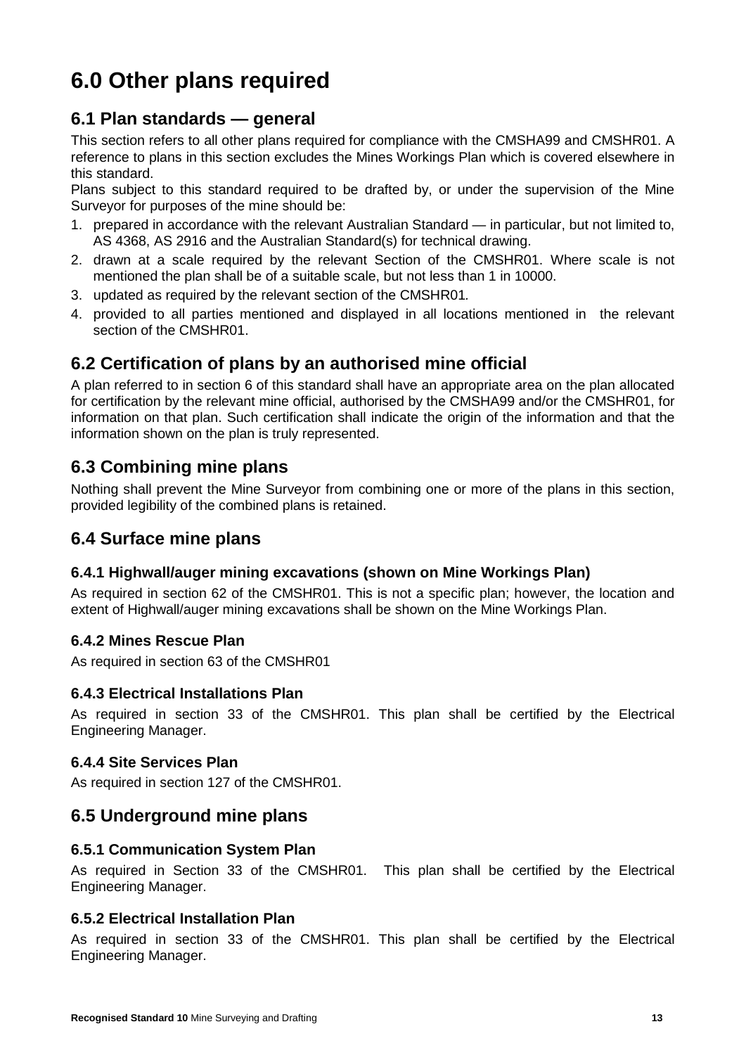# 6.0 Other plans required

## 6.1 Plan standards — general

This section refers to all other plans required for compliance with the CMSHA99 and CMSHR01. A reference to plans in this section excludes the Mines Workings Plan which is covered elsewhere in this standard.

Plans subject to this standard required to be drafted by, or under the supervision of the Mine Surveyor for purposes of the mine should be:

1. prepared in accordance with the relevant Australian Standard — in particular, but not limited to, AS 4368, AS 2916 and the Australian Standard(s) for technical drawing.
2. drawn at a scale required by the relevant Section of the CMSHR01. Where scale is not mentioned the plan shall be of a suitable scale, but not less than 1 in 10000.
3. updated as required by the relevant section of the CMSHR01.
4. provided to all parties mentioned and displayed in all locations mentioned in the relevant section of the CMSHR01.

## 6.2 Certification of plans by an authorised mine official

A plan referred to in section 6 of this standard shall have an appropriate area on the plan allocated for certification by the relevant mine official, authorised by the CMSHA99 and/or the CMSHR01, for information on that plan. Such certification shall indicate the origin of the information and that the information shown on the plan is truly represented.

## 6.3 Combining mine plans

Nothing shall prevent the Mine Surveyor from combining one or more of the plans in this section, provided legibility of the combined plans is retained.

## 6.4 Surface mine plans

### 6.4.1 Highwall/auger mining excavations (shown on Mine Workings Plan)

As required in section 62 of the CMSHR01. This is not a specific plan; however, the location and extent of Highwall/auger mining excavations shall be shown on the Mine Workings Plan.

### 6.4.2 Mines Rescue Plan

As required in section 63 of the CMSHR01

### 6.4.3 Electrical Installations Plan

As required in section 33 of the CMSHR01. This plan shall be certified by the Electrical Engineering Manager.

### 6.4.4 Site Services Plan

As required in section 127 of the CMSHR01.

## 6.5 Underground mine plans

### 6.5.1 Communication System Plan

As required in Section 33 of the CMSHR01. This plan shall be certified by the Electrical Engineering Manager.

### 6.5.2 Electrical Installation Plan

As required in section 33 of the CMSHR01. This plan shall be certified by the Electrical Engineering Manager.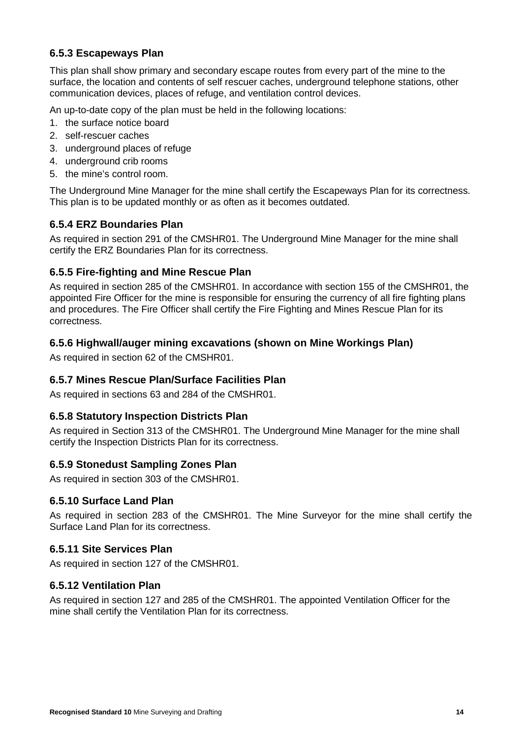### 6.5.3 Escapeways Plan

This plan shall show primary and secondary escape routes from every part of the mine to the surface, the location and contents of self rescuer caches, underground telephone stations, other communication devices, places of refuge, and ventilation control devices.

An up-to-date copy of the plan must be held in the following locations:

1. the surface notice board
2. self-rescuer caches
3. underground places of refuge
4. underground crib rooms
5. the mine's control room.

The Underground Mine Manager for the mine shall certify the Escapeways Plan for its correctness. This plan is to be updated monthly or as often as it becomes outdated.

### 6.5.4 ERZ Boundaries Plan

As required in section 291 of the CMSHR01. The Underground Mine Manager for the mine shall certify the ERZ Boundaries Plan for its correctness.

### 6.5.5 Fire-fighting and Mine Rescue Plan

As required in section 285 of the CMSHR01. In accordance with section 155 of the CMSHR01, the appointed Fire Officer for the mine is responsible for ensuring the currency of all fire fighting plans and procedures. The Fire Officer shall certify the Fire Fighting and Mines Rescue Plan for its correctness.

### 6.5.6 Highwall/auger mining excavations (shown on Mine Workings Plan)

As required in section 62 of the CMSHR01.

### 6.5.7 Mines Rescue Plan/Surface Facilities Plan

As required in sections 63 and 284 of the CMSHR01.

### 6.5.8 Statutory Inspection Districts Plan

As required in Section 313 of the CMSHR01. The Underground Mine Manager for the mine shall certify the Inspection Districts Plan for its correctness.

### 6.5.9 Stonedust Sampling Zones Plan

As required in section 303 of the CMSHR01.

### 6.5.10 Surface Land Plan

As required in section 283 of the CMSHR01. The Mine Surveyor for the mine shall certify the Surface Land Plan for its correctness.

### 6.5.11 Site Services Plan

As required in section 127 of the CMSHR01.

### 6.5.12 Ventilation Plan

As required in section 127 and 285 of the CMSHR01. The appointed Ventilation Officer for the mine shall certify the Ventilation Plan for its correctness.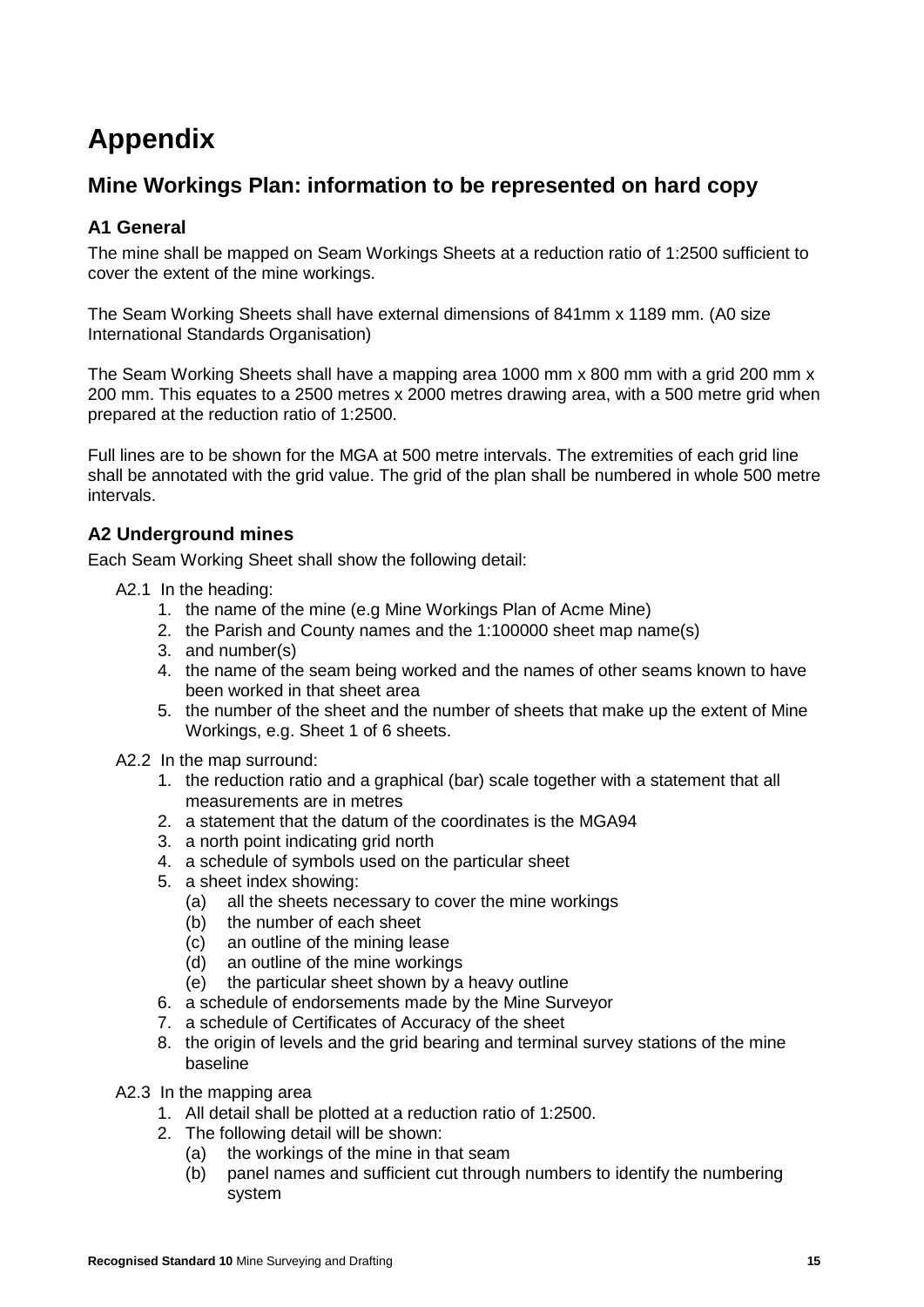# Appendix

## Mine Workings Plan: information to be represented on hard copy

### A1 General

The mine shall be mapped on Seam Workings Sheets at a reduction ratio of 1:2500 sufficient to cover the extent of the mine workings.

The Seam Working Sheets shall have external dimensions of 841mm x 1189 mm. (A0 size International Standards Organisation)

The Seam Working Sheets shall have a mapping area 1000 mm x 800 mm with a grid 200 mm x 200 mm. This equates to a 2500 metres x 2000 metres drawing area, with a 500 metre grid when prepared at the reduction ratio of 1:2500.

Full lines are to be shown for the MGA at 500 metre intervals. The extremities of each grid line shall be annotated with the grid value. The grid of the plan shall be numbered in whole 500 metre intervals.

### A2 Underground mines

Each Seam Working Sheet shall show the following detail:

A2.1 In the heading:

1. the name of the mine (e.g Mine Workings Plan of Acme Mine)
2. the Parish and County names and the 1:100000 sheet map name(s)
3. and number(s)
4. the name of the seam being worked and the names of other seams known to have been worked in that sheet area
5. the number of the sheet and the number of sheets that make up the extent of Mine Workings, e.g. Sheet 1 of 6 sheets.

A2.2 In the map surround:

1. the reduction ratio and a graphical (bar) scale together with a statement that all measurements are in metres
2. a statement that the datum of the coordinates is the MGA94
3. a north point indicating grid north
4. a schedule of symbols used on the particular sheet
5. a sheet index showing:
   - (a) all the sheets necessary to cover the mine workings
   - (b) the number of each sheet
   - (c) an outline of the mining lease
   - (d) an outline of the mine workings
   - (e) the particular sheet shown by a heavy outline
6. a schedule of endorsements made by the Mine Surveyor
7. a schedule of Certificates of Accuracy of the sheet
8. the origin of levels and the grid bearing and terminal survey stations of the mine baseline

A2.3 In the mapping area

1. All detail shall be plotted at a reduction ratio of 1:2500.
2. The following detail will be shown:
   - (a) the workings of the mine in that seam
   - (b) panel names and sufficient cut through numbers to identify the numbering system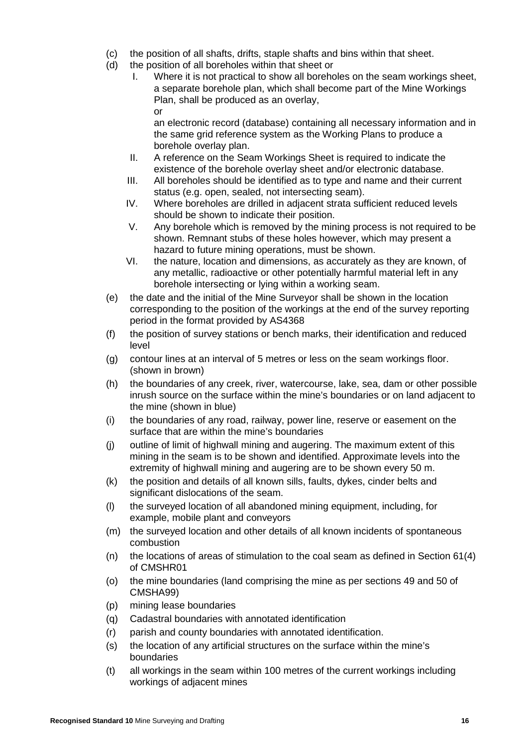(c) the position of all shafts, drifts, staple shafts and bins within that sheet.

(d) the position of all boreholes within that sheet or

   I. Where it is not practical to show all boreholes on the seam workings sheet, a separate borehole plan, which shall become part of the Mine Workings Plan, shall be produced as an overlay,

      or

      an electronic record (database) containing all necessary information and in the same grid reference system as the Working Plans to produce a borehole overlay plan.

   II. A reference on the Seam Workings Sheet is required to indicate the existence of the borehole overlay sheet and/or electronic database.

   III. All boreholes should be identified as to type and name and their current status (e.g. open, sealed, not intersecting seam).

   IV. Where boreholes are drilled in adjacent strata sufficient reduced levels should be shown to indicate their position.

   V. Any borehole which is removed by the mining process is not required to be shown. Remnant stubs of these holes however, which may present a hazard to future mining operations, must be shown.

   VI. the nature, location and dimensions, as accurately as they are known, of any metallic, radioactive or other potentially harmful material left in any borehole intersecting or lying within a working seam.

(e) the date and the initial of the Mine Surveyor shall be shown in the location corresponding to the position of the workings at the end of the survey reporting period in the format provided by AS4368

(f) the position of survey stations or bench marks, their identification and reduced level

(g) contour lines at an interval of 5 metres or less on the seam workings floor. (shown in brown)

(h) the boundaries of any creek, river, watercourse, lake, sea, dam or other possible inrush source on the surface within the mine's boundaries or on land adjacent to the mine (shown in blue)

(i) the boundaries of any road, railway, power line, reserve or easement on the surface that are within the mine's boundaries

(j) outline of limit of highwall mining and augering. The maximum extent of this mining in the seam is to be shown and identified. Approximate levels into the extremity of highwall mining and augering are to be shown every 50 m.

(k) the position and details of all known sills, faults, dykes, cinder belts and significant dislocations of the seam.

(l) the surveyed location of all abandoned mining equipment, including, for example, mobile plant and conveyors

(m) the surveyed location and other details of all known incidents of spontaneous combustion

(n) the locations of areas of stimulation to the coal seam as defined in Section 61(4) of CMSHR01

(o) the mine boundaries (land comprising the mine as per sections 49 and 50 of CMSHA99)

(p) mining lease boundaries

(q) Cadastral boundaries with annotated identification

(r) parish and county boundaries with annotated identification.

(s) the location of any artificial structures on the surface within the mine's boundaries

(t) all workings in the seam within 100 metres of the current workings including workings of adjacent mines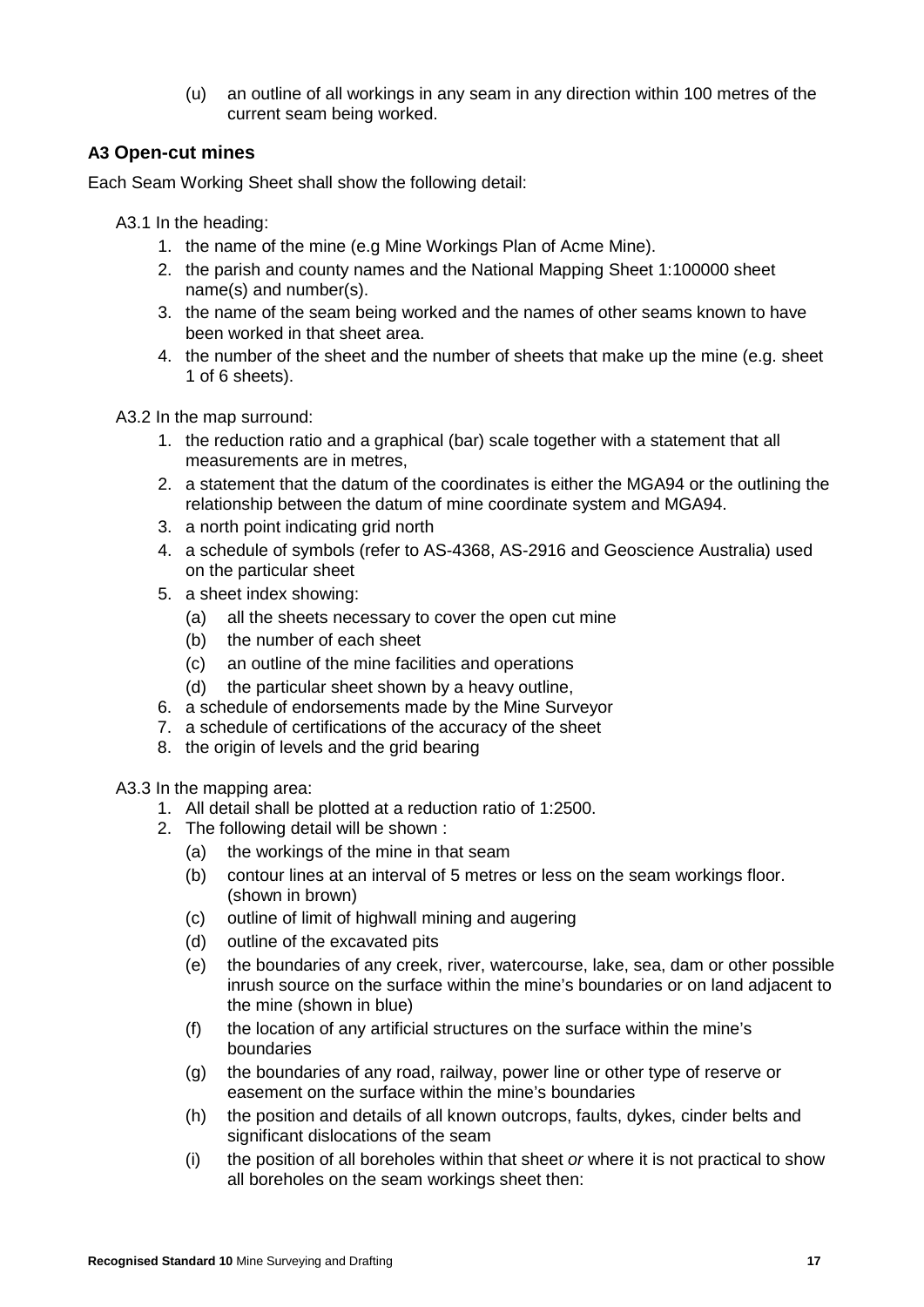(u) an outline of all workings in any seam in any direction within 100 metres of the current seam being worked.

### A3 Open-cut mines

Each Seam Working Sheet shall show the following detail:

A3.1 In the heading:

1. the name of the mine (e.g Mine Workings Plan of Acme Mine).
2. the parish and county names and the National Mapping Sheet 1:100000 sheet name(s) and number(s).
3. the name of the seam being worked and the names of other seams known to have been worked in that sheet area.
4. the number of the sheet and the number of sheets that make up the mine (e.g. sheet 1 of 6 sheets).

A3.2 In the map surround:

1. the reduction ratio and a graphical (bar) scale together with a statement that all measurements are in metres,
2. a statement that the datum of the coordinates is either the MGA94 or the outlining the relationship between the datum of mine coordinate system and MGA94.
3. a north point indicating grid north
4. a schedule of symbols (refer to AS-4368, AS-2916 and Geoscience Australia) used on the particular sheet
5. a sheet index showing:
   (a) all the sheets necessary to cover the open cut mine
   (b) the number of each sheet
   (c) an outline of the mine facilities and operations
   (d) the particular sheet shown by a heavy outline,
6. a schedule of endorsements made by the Mine Surveyor
7. a schedule of certifications of the accuracy of the sheet
8. the origin of levels and the grid bearing

A3.3 In the mapping area:

1. All detail shall be plotted at a reduction ratio of 1:2500.
2. The following detail will be shown :
   (a) the workings of the mine in that seam
   (b) contour lines at an interval of 5 metres or less on the seam workings floor. (shown in brown)
   (c) outline of limit of highwall mining and augering
   (d) outline of the excavated pits
   (e) the boundaries of any creek, river, watercourse, lake, sea, dam or other possible inrush source on the surface within the mine's boundaries or on land adjacent to the mine (shown in blue)
   (f) the location of any artificial structures on the surface within the mine's boundaries
   (g) the boundaries of any road, railway, power line or other type of reserve or easement on the surface within the mine's boundaries
   (h) the position and details of all known outcrops, faults, dykes, cinder belts and significant dislocations of the seam
   (i) the position of all boreholes within that sheet *or* where it is not practical to show all boreholes on the seam workings sheet then: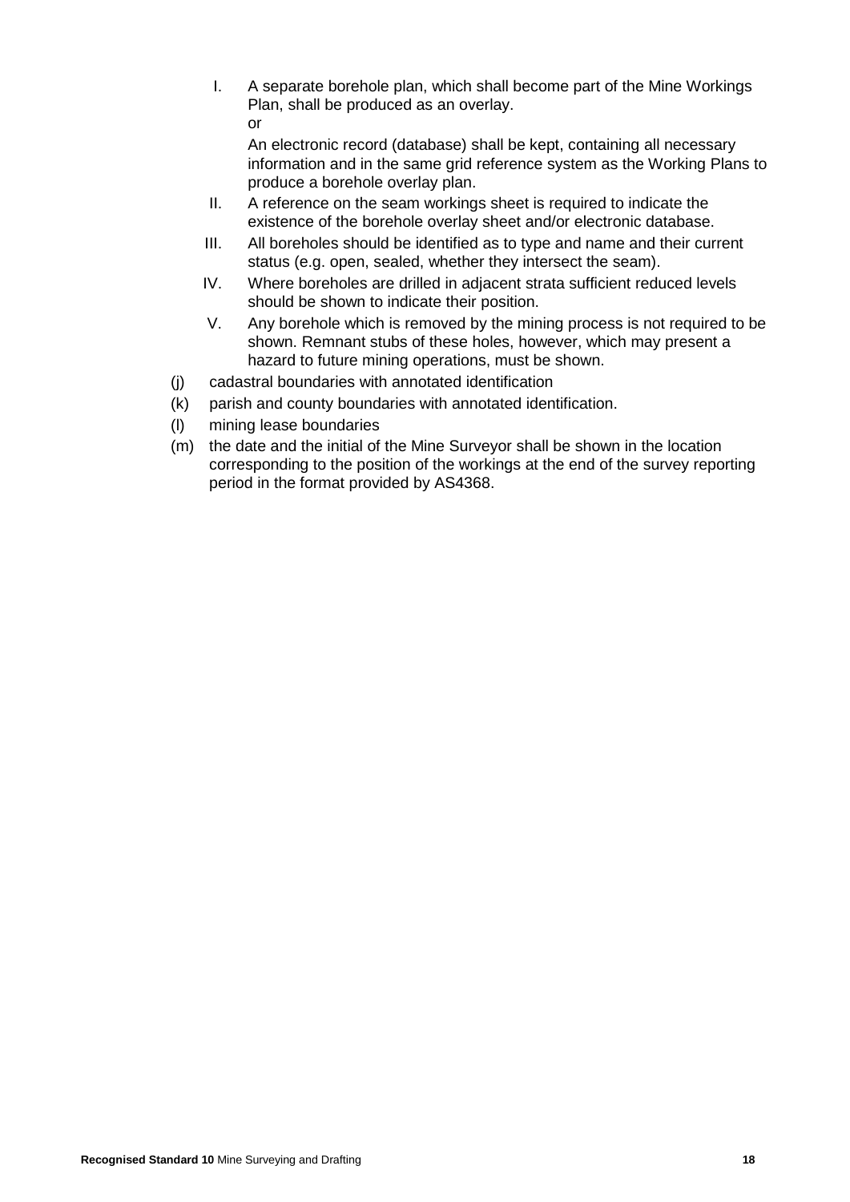I. A separate borehole plan, which shall become part of the Mine Workings Plan, shall be produced as an overlay.

   or

   An electronic record (database) shall be kept, containing all necessary information and in the same grid reference system as the Working Plans to produce a borehole overlay plan.

II. A reference on the seam workings sheet is required to indicate the existence of the borehole overlay sheet and/or electronic database.

III. All boreholes should be identified as to type and name and their current status (e.g. open, sealed, whether they intersect the seam).

IV. Where boreholes are drilled in adjacent strata sufficient reduced levels should be shown to indicate their position.

V. Any borehole which is removed by the mining process is not required to be shown. Remnant stubs of these holes, however, which may present a hazard to future mining operations, must be shown.

(j) cadastral boundaries with annotated identification

(k) parish and county boundaries with annotated identification.

(l) mining lease boundaries

(m) the date and the initial of the Mine Surveyor shall be shown in the location corresponding to the position of the workings at the end of the survey reporting period in the format provided by AS4368.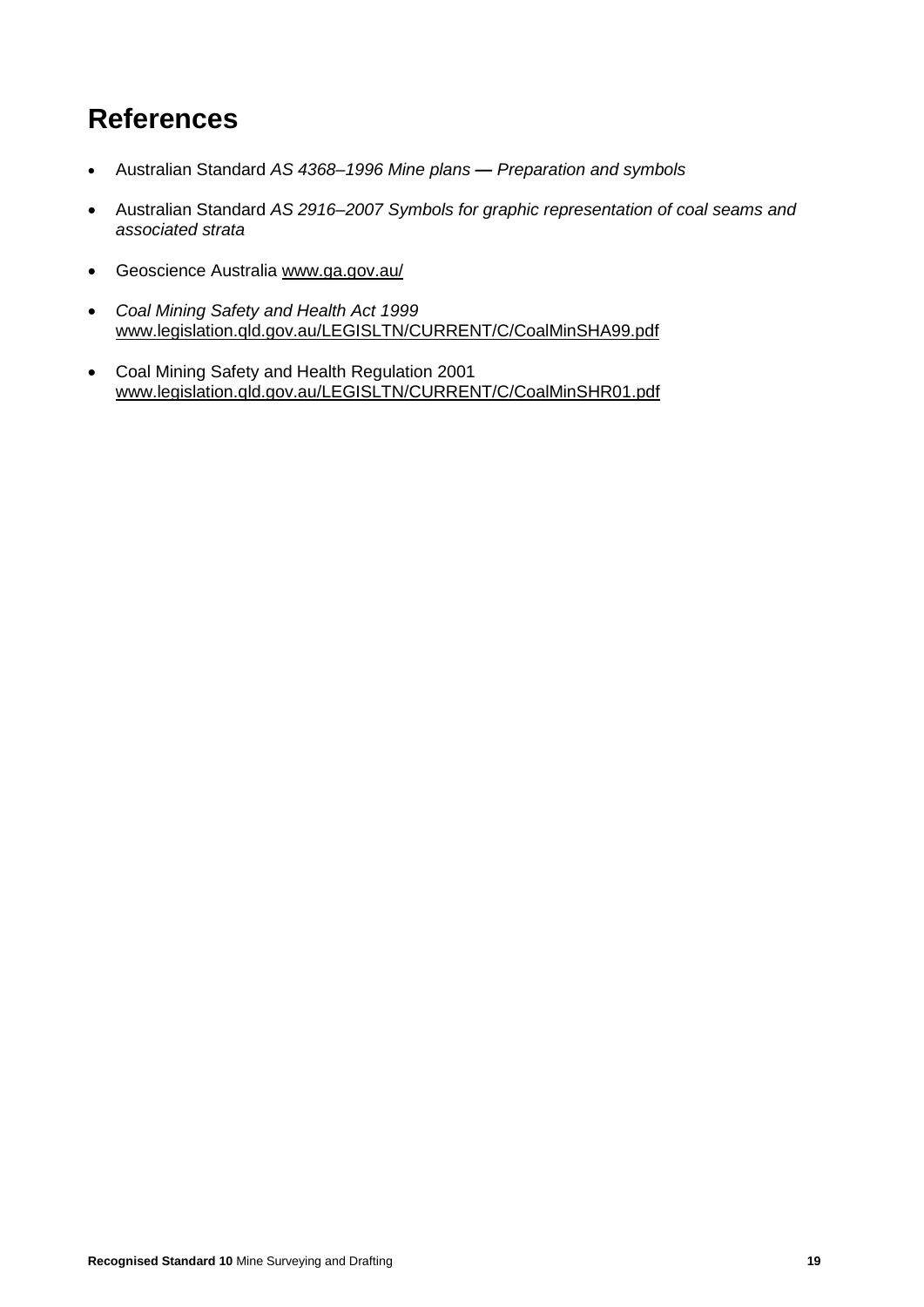# References

- Australian Standard *AS 4368–1996 Mine plans — Preparation and symbols*
- Australian Standard *AS 2916–2007 Symbols for graphic representation of coal seams and associated strata*
- Geoscience Australia www.ga.gov.au/
- *Coal Mining Safety and Health Act 1999* www.legislation.qld.gov.au/LEGISLTN/CURRENT/C/CoalMinSHA99.pdf
- Coal Mining Safety and Health Regulation 2001 www.legislation.qld.gov.au/LEGISLTN/CURRENT/C/CoalMinSHR01.pdf